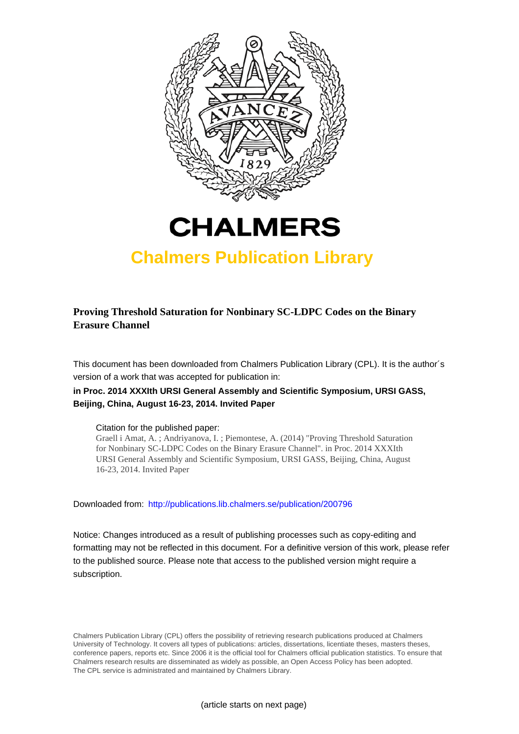# CHALMERS

## Chalmers Publication Library

**Proving Threshold Saturation for Nonbinary SC-LDPC Codes on the Binary Erasure Channel**

This document has been downloaded from Chalmers Publication Library (CPL). It is the author´s version of a work that was accepted for publication in:

**in Proc. 2014 XXXIth URSI General Assembly and Scientific Symposium, URSI GASS, Beijing, China, August 16-23, 2014. Invited Paper**

Citation for the published paper:
Graell i Amat, A. ; Andriyanova, I. ; Piemontese, A. (2014) "Proving Threshold Saturation for Nonbinary SC-LDPC Codes on the Binary Erasure Channel". in Proc. 2014 XXXIth URSI General Assembly and Scientific Symposium, URSI GASS, Beijing, China, August 16-23, 2014. Invited Paper

Downloaded from: http://publications.lib.chalmers.se/publication/200796

Notice: Changes introduced as a result of publishing processes such as copy-editing and formatting may not be reflected in this document. For a definitive version of this work, please refer to the published source. Please note that access to the published version might require a subscription.

Chalmers Publication Library (CPL) offers the possibility of retrieving research publications produced at Chalmers University of Technology. It covers all types of publications: articles, dissertations, licentiate theses, masters theses, conference papers, reports etc. Since 2006 it is the official tool for Chalmers official publication statistics. To ensure that Chalmers research results are disseminated as widely as possible, an Open Access Policy has been adopted. The CPL service is administrated and maintained by Chalmers Library.

(article starts on next page)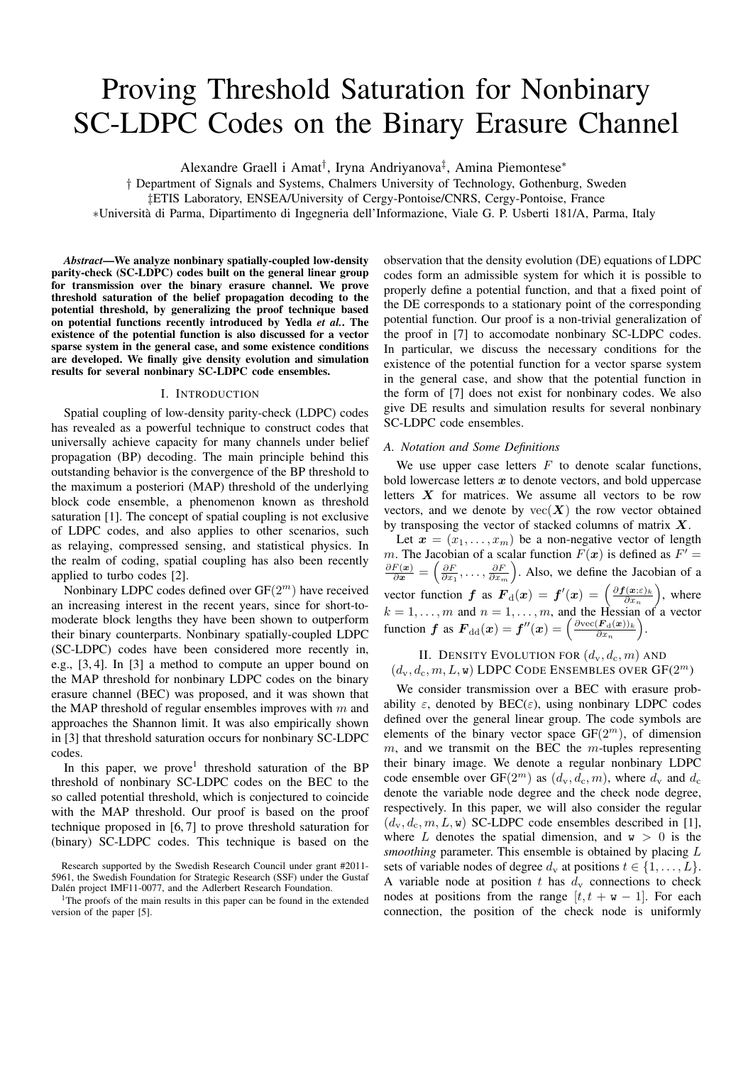# Proving Threshold Saturation for Nonbinary SC-LDPC Codes on the Binary Erasure Channel

Alexandre Graell i Amat[†], Iryna Andriyanova[‡], Amina Piemontese[∗]

[†] Department of Signals and Systems, Chalmers University of Technology, Gothenburg, Sweden

[‡]ETIS Laboratory, ENSEA/University of Cergy-Pontoise/CNRS, Cergy-Pontoise, France

[∗]Università di Parma, Dipartimento di Ingegneria dell'Informazione, Viale G. P. Usberti 181/A, Parma, Italy

***Abstract*—We analyze nonbinary spatially-coupled low-density parity-check (SC-LDPC) codes built on the general linear group for transmission over the binary erasure channel. We prove threshold saturation of the belief propagation decoding to the potential threshold, by generalizing the proof technique based on potential functions recently introduced by Yedla *et al.*. The existence of the potential function is also discussed for a vector sparse system in the general case, and some existence conditions are developed. We finally give density evolution and simulation results for several nonbinary SC-LDPC code ensembles.**

## I. Introduction

Spatial coupling of low-density parity-check (LDPC) codes has revealed as a powerful technique to construct codes that universally achieve capacity for many channels under belief propagation (BP) decoding. The main principle behind this outstanding behavior is the convergence of the BP threshold to the maximum a posteriori (MAP) threshold of the underlying block code ensemble, a phenomenon known as threshold saturation [1]. The concept of spatial coupling is not exclusive of LDPC codes, and also applies to other scenarios, such as relaying, compressed sensing, and statistical physics. In the realm of coding, spatial coupling has also been recently applied to turbo codes [2].

Nonbinary LDPC codes defined over $\mathrm{GF}(2^m)$ have received an increasing interest in the recent years, since for short-to-moderate block lengths they have been shown to outperform their binary counterparts. Nonbinary spatially-coupled LDPC (SC-LDPC) codes have been considered more recently in, e.g., [3, 4]. In [3] a method to compute an upper bound on the MAP threshold for nonbinary LDPC codes on the binary erasure channel (BEC) was proposed, and it was shown that the MAP threshold of regular ensembles improves with $m$ and approaches the Shannon limit. It was also empirically shown in [3] that threshold saturation occurs for nonbinary SC-LDPC codes.

In this paper, we prove[1] threshold saturation of the BP threshold of nonbinary SC-LDPC codes on the BEC to the so called potential threshold, which is conjectured to coincide with the MAP threshold. Our proof is based on the proof technique proposed in [6, 7] to prove threshold saturation for (binary) SC-LDPC codes. This technique is based on the observation that the density evolution (DE) equations of LDPC codes form an admissible system for which it is possible to properly define a potential function, and that a fixed point of the DE corresponds to a stationary point of the corresponding potential function. Our proof is a non-trivial generalization of the proof in [7] to accomodate nonbinary SC-LDPC codes. In particular, we discuss the necessary conditions for the existence of the potential function for a vector sparse system in the general case, and show that the potential function in the form of [7] does not exist for nonbinary codes. We also give DE results and simulation results for several nonbinary SC-LDPC code ensembles.

### A. Notation and Some Definitions

We use upper case letters $F$ to denote scalar functions, bold lowercase letters $\boldsymbol{x}$ to denote vectors, and bold uppercase letters $\boldsymbol{X}$ for matrices. We assume all vectors to be row vectors, and we denote by $\mathrm{vec}(\boldsymbol{X})$ the row vector obtained by transposing the vector of stacked columns of matrix $\boldsymbol{X}$.

Let $\boldsymbol{x} = (x_1, \ldots, x_m)$ be a non-negative vector of length $m$. The Jacobian of a scalar function $F(\boldsymbol{x})$ is defined as $F' = \frac{\partial F(\boldsymbol{x})}{\partial \boldsymbol{x}} = \left(\frac{\partial F}{\partial x_1}, \ldots, \frac{\partial F}{\partial x_m}\right)$. Also, we define the Jacobian of a vector function $\boldsymbol{f}$ as $\boldsymbol{F}_{\mathrm{d}}(\boldsymbol{x}) = \boldsymbol{f}'(\boldsymbol{x}) = \left(\frac{\partial \boldsymbol{f}(\boldsymbol{x};\varepsilon)_k}{\partial x_n}\right)$, where $k = 1, \ldots, m$ and $n = 1, \ldots, m$, and the Hessian of a vector function $\boldsymbol{f}$ as $\boldsymbol{F}_{\mathrm{dd}}(\boldsymbol{x}) = \boldsymbol{f}''(\boldsymbol{x}) = \left(\frac{\partial \mathrm{vec}(\boldsymbol{F}_{\mathrm{d}}(\boldsymbol{x}))_k}{\partial x_n}\right)$.

## II. Density Evolution for $(d_\mathrm{v}, d_\mathrm{c}, m)$ and $(d_\mathrm{v}, d_\mathrm{c}, m, L, \mathtt{w})$ LDPC Code Ensembles over $\mathrm{GF}(2^m)$

We consider transmission over a BEC with erasure probability $\varepsilon$, denoted by $\mathrm{BEC}(\varepsilon)$, using nonbinary LDPC codes defined over the general linear group. The code symbols are elements of the binary vector space $\mathrm{GF}(2^m)$, of dimension $m$, and we transmit on the BEC the $m$-tuples representing their binary image. We denote a regular nonbinary LDPC code ensemble over $\mathrm{GF}(2^m)$ as $(d_\mathrm{v}, d_\mathrm{c}, m)$, where $d_\mathrm{v}$ and $d_\mathrm{c}$ denote the variable node degree and the check node degree, respectively. In this paper, we will also consider the regular $(d_\mathrm{v}, d_\mathrm{c}, m, L, \mathtt{w})$ SC-LDPC code ensembles described in [1], where $L$ denotes the spatial dimension, and $\mathtt{w} > 0$ is the *smoothing* parameter. This ensemble is obtained by placing $L$ sets of variable nodes of degree $d_\mathrm{v}$ at positions $t \in \{1, \ldots, L\}$. A variable node at position $t$ has $d_\mathrm{v}$ connections to check nodes at positions from the range $[t, t + \mathtt{w} - 1]$. For each connection, the position of the check node is uniformly

---

Research supported by the Swedish Research Council under grant #2011-5961, the Swedish Foundation for Strategic Research (SSF) under the Gustaf Dalén project IMF11-0077, and the Adlerbert Research Foundation.

[1]The proofs of the main results in this paper can be found in the extended version of the paper [5].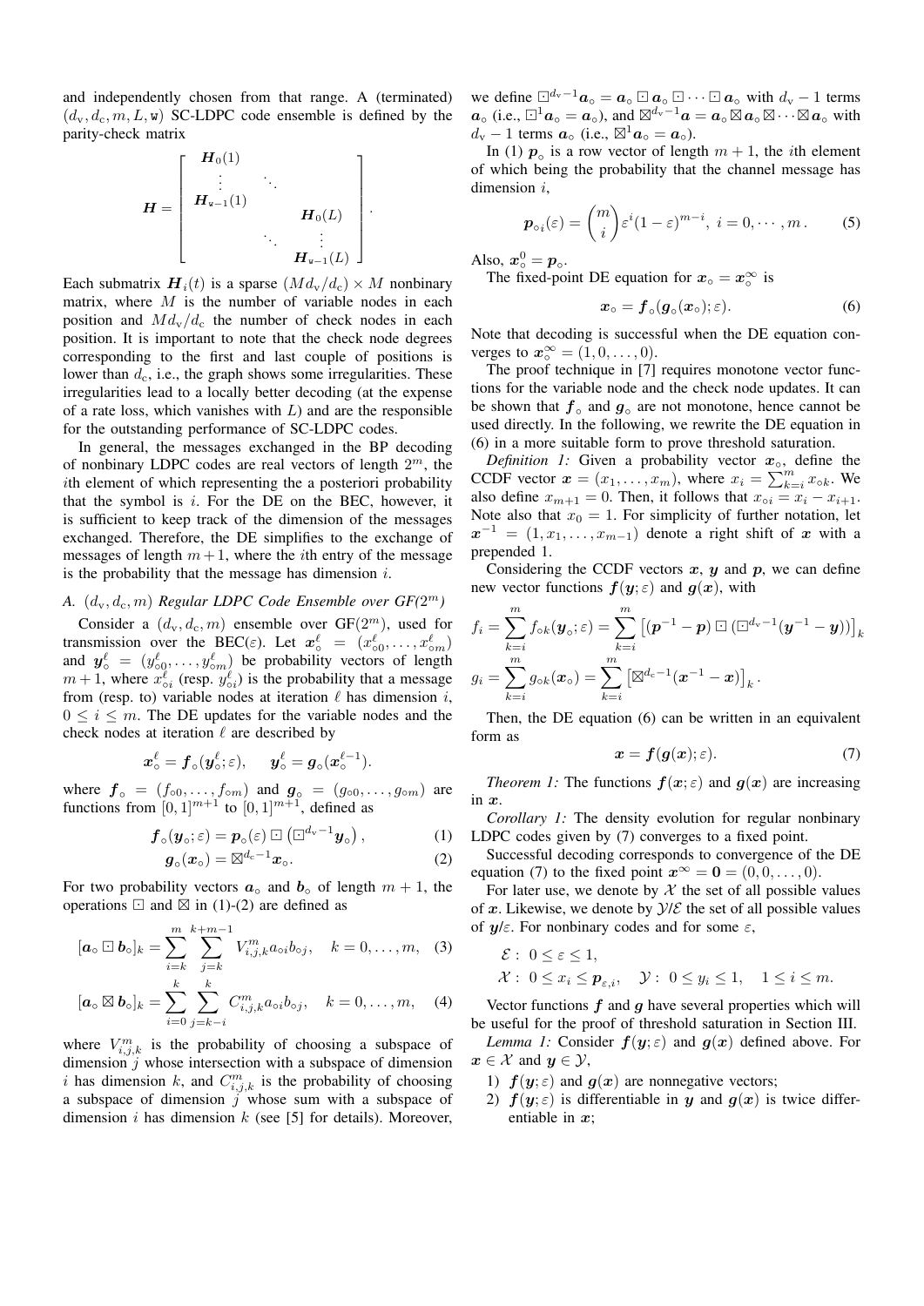and independently chosen from that range. A (terminated) $(d_{\rm v}, d_{\rm c}, m, L, \mathtt{w})$ SC-LDPC code ensemble is defined by the parity-check matrix

$$
\boldsymbol{H} = \begin{bmatrix} \boldsymbol{H}_0(1) & & \\ \vdots & \ddots & \\ \boldsymbol{H}_{\mathtt{w}-1}(1) & & \boldsymbol{H}_0(L) \\ & \ddots & \vdots \\ & & \boldsymbol{H}_{\mathtt{w}-1}(L) \end{bmatrix}.
$$

Each submatrix $\boldsymbol{H}_i(t)$ is a sparse $(Md_{\rm v}/d_{\rm c}) \times M$ nonbinary matrix, where $M$ is the number of variable nodes in each position and $Md_{\rm v}/d_{\rm c}$ the number of check nodes in each position. It is important to note that the check node degrees corresponding to the first and last couple of positions is lower than $d_{\rm c}$, i.e., the graph shows some irregularities. These irregularities lead to a locally better decoding (at the expense of a rate loss, which vanishes with $L$) and are the responsible for the outstanding performance of SC-LDPC codes.

In general, the messages exchanged in the BP decoding of nonbinary LDPC codes are real vectors of length $2^m$, the $i$th element of which representing the a posteriori probability that the symbol is $i$. For the DE on the BEC, however, it is sufficient to keep track of the dimension of the messages exchanged. Therefore, the DE simplifies to the exchange of messages of length $m+1$, where the $i$th entry of the message is the probability that the message has dimension $i$.

### A. $(d_{\rm v}, d_{\rm c}, m)$ Regular LDPC Code Ensemble over GF($2^m$)

Consider a $(d_{\rm v}, d_{\rm c}, m)$ ensemble over GF($2^m$), used for transmission over the BEC($\varepsilon$). Let $\boldsymbol{x}_\circ^\ell = (x_{\circ 0}^\ell, \ldots, x_{\circ m}^\ell)$ and $\boldsymbol{y}_\circ^\ell = (y_{\circ 0}^\ell, \ldots, y_{\circ m}^\ell)$ be probability vectors of length $m+1$, where $x_{\circ i}^\ell$ (resp. $y_{\circ i}^\ell$) is the probability that a message from (resp. to) variable nodes at iteration $\ell$ has dimension $i$, $0 \le i \le m$. The DE updates for the variable nodes and the check nodes at iteration $\ell$ are described by

$$
\boldsymbol{x}_\circ^\ell = \boldsymbol{f}_\circ(\boldsymbol{y}_\circ^\ell; \varepsilon), \qquad \boldsymbol{y}_\circ^\ell = \boldsymbol{g}_\circ(\boldsymbol{x}_\circ^{\ell-1}).
$$

where $\boldsymbol{f}_\circ = (f_{\circ 0}, \ldots, f_{\circ m})$ and $\boldsymbol{g}_\circ = (g_{\circ 0}, \ldots, g_{\circ m})$ are functions from $[0,1]^{m+1}$ to $[0,1]^{m+1}$, defined as

$$
\boldsymbol{f}_\circ(\boldsymbol{y}_\circ; \varepsilon) = \boldsymbol{p}_\circ(\varepsilon) \boxdot \left(\boxdot^{d_{\rm v}-1} \boldsymbol{y}_\circ\right), \tag{1}
$$

$$
\boldsymbol{g}_\circ(\boldsymbol{x}_\circ) = \boxtimes^{d_{\rm c}-1} \boldsymbol{x}_\circ. \tag{2}
$$

For two probability vectors $\boldsymbol{a}_\circ$ and $\boldsymbol{b}_\circ$ of length $m+1$, the operations $\boxdot$ and $\boxtimes$ in (1)-(2) are defined as

$$
[\boldsymbol{a}_\circ \boxdot \boldsymbol{b}_\circ]_k = \sum_{i=k}^{m} \sum_{j=k}^{k+m-1} V_{i,j,k}^m a_{\circ i} b_{\circ j}, \quad k = 0, \ldots, m, \tag{3}
$$

$$
[\boldsymbol{a}_\circ \boxtimes \boldsymbol{b}_\circ]_k = \sum_{i=0}^{k} \sum_{j=k-i}^{k} C_{i,j,k}^m a_{\circ i} b_{\circ j}, \quad k = 0, \ldots, m, \tag{4}
$$

where $V_{i,j,k}^m$ is the probability of choosing a subspace of dimension $j$ whose intersection with a subspace of dimension $i$ has dimension $k$, and $C_{i,j,k}^m$ is the probability of choosing a subspace of dimension $j$ whose sum with a subspace of dimension $i$ has dimension $k$ (see [5] for details). Moreover, we define $\boxdot^{d_{\rm v}-1} \boldsymbol{a}_\circ = \boldsymbol{a}_\circ \boxdot \boldsymbol{a}_\circ \boxdot \cdots \boxdot \boldsymbol{a}_\circ$ with $d_{\rm v}-1$ terms $\boldsymbol{a}_\circ$ (i.e., $\boxdot^1 \boldsymbol{a}_\circ = \boldsymbol{a}_\circ$), and $\boxtimes^{d_{\rm v}-1} \boldsymbol{a} = \boldsymbol{a}_\circ \boxtimes \boldsymbol{a}_\circ \boxtimes \cdots \boxtimes \boldsymbol{a}_\circ$ with $d_{\rm v}-1$ terms $\boldsymbol{a}_\circ$ (i.e., $\boxtimes^1 \boldsymbol{a}_\circ = \boldsymbol{a}_\circ$).

In (1) $\boldsymbol{p}_\circ$ is a row vector of length $m+1$, the $i$th element of which being the probability that the channel message has dimension $i$,

$$
\boldsymbol{p}_{\circ i}(\varepsilon) = \binom{m}{i} \varepsilon^i (1-\varepsilon)^{m-i}, \; i = 0, \cdots, m. \tag{5}
$$

Also, $\boldsymbol{x}_\circ^0 = \boldsymbol{p}_\circ$.

The fixed-point DE equation for $\boldsymbol{x}_\circ = \boldsymbol{x}_\circ^\infty$ is

$$
\boldsymbol{x}_\circ = \boldsymbol{f}_\circ(\boldsymbol{g}_\circ(\boldsymbol{x}_\circ); \varepsilon). \tag{6}
$$

Note that decoding is successful when the DE equation converges to $\boldsymbol{x}_\circ^\infty = (1, 0, \ldots, 0)$.

The proof technique in [7] requires monotone vector functions for the variable node and the check node updates. It can be shown that $\boldsymbol{f}_\circ$ and $\boldsymbol{g}_\circ$ are not monotone, hence cannot be used directly. In the following, we rewrite the DE equation in (6) in a more suitable form to prove threshold saturation.

*Definition 1:* Given a probability vector $\boldsymbol{x}_\circ$, define the CCDF vector $\boldsymbol{x} = (x_1, \ldots, x_m)$, where $x_i = \sum_{k=i}^m x_{\circ k}$. We also define $x_{m+1} = 0$. Then, it follows that $x_{\circ i} = x_i - x_{i+1}$. Note also that $x_0 = 1$. For simplicity of further notation, let $\boldsymbol{x}^{-1} = (1, x_1, \ldots, x_{m-1})$ denote a right shift of $\boldsymbol{x}$ with a prepended 1.

Considering the CCDF vectors $\boldsymbol{x}$, $\boldsymbol{y}$ and $\boldsymbol{p}$, we can define new vector functions $\boldsymbol{f}(\boldsymbol{y}; \varepsilon)$ and $\boldsymbol{g}(\boldsymbol{x})$, with

$$
f_i = \sum_{k=i}^{m} f_{\circ k}(\boldsymbol{y}_\circ; \varepsilon) = \sum_{k=i}^{m} \left[(\boldsymbol{p}^{-1} - \boldsymbol{p}) \boxdot \left(\boxdot^{d_{\rm v}-1}(\boldsymbol{y}^{-1} - \boldsymbol{y})\right)\right]_k
$$

$$
g_i = \sum_{k=i}^{m} g_{\circ k}(\boldsymbol{x}_\circ) = \sum_{k=i}^{m} \left[\boxtimes^{d_{\rm c}-1}(\boldsymbol{x}^{-1} - \boldsymbol{x})\right]_k.
$$

Then, the DE equation (6) can be written in an equivalent form as

$$
\boldsymbol{x} = \boldsymbol{f}(\boldsymbol{g}(\boldsymbol{x}); \varepsilon). \tag{7}
$$

*Theorem 1:* The functions $\boldsymbol{f}(\boldsymbol{x}; \varepsilon)$ and $\boldsymbol{g}(\boldsymbol{x})$ are increasing in $\boldsymbol{x}$.

*Corollary 1:* The density evolution for regular nonbinary LDPC codes given by (7) converges to a fixed point.

Successful decoding corresponds to convergence of the DE equation (7) to the fixed point $\boldsymbol{x}^\infty = \boldsymbol{0} = (0, 0, \ldots, 0)$.

For later use, we denote by $\mathcal{X}$ the set of all possible values of $\boldsymbol{x}$. Likewise, we denote by $\mathcal{Y}/\mathcal{E}$ the set of all possible values of $\boldsymbol{y}/\varepsilon$. For nonbinary codes and for some $\varepsilon$,

$$
\begin{aligned}
&\mathcal{E}: \; 0 \le \varepsilon \le 1, \\
&\mathcal{X}: \; 0 \le x_i \le \boldsymbol{p}_{\varepsilon, i}, \quad \mathcal{Y}: \; 0 \le y_i \le 1, \quad 1 \le i \le m.
\end{aligned}
$$

Vector functions $\boldsymbol{f}$ and $\boldsymbol{g}$ have several properties which will be useful for the proof of threshold saturation in Section III.

*Lemma 1:* Consider $\boldsymbol{f}(\boldsymbol{y}; \varepsilon)$ and $\boldsymbol{g}(\boldsymbol{x})$ defined above. For $\boldsymbol{x} \in \mathcal{X}$ and $\boldsymbol{y} \in \mathcal{Y}$,

1) $\boldsymbol{f}(\boldsymbol{y}; \varepsilon)$ and $\boldsymbol{g}(\boldsymbol{x})$ are nonnegative vectors;
2) $\boldsymbol{f}(\boldsymbol{y}; \varepsilon)$ is differentiable in $\boldsymbol{y}$ and $\boldsymbol{g}(\boldsymbol{x})$ is twice differentiable in $\boldsymbol{x}$;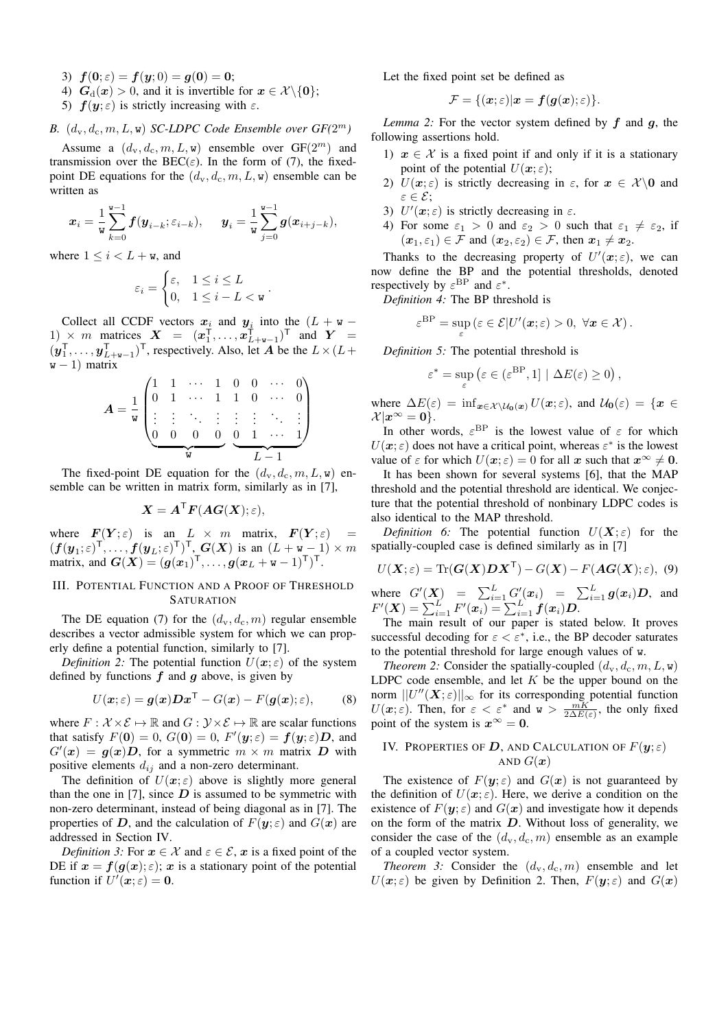3) $\boldsymbol{f}(\mathbf{0};\varepsilon) = \boldsymbol{f}(\boldsymbol{y};0) = \boldsymbol{g}(\mathbf{0}) = \mathbf{0}$;
4) $\boldsymbol{G}_{\rm d}(\boldsymbol{x}) > 0$, and it is invertible for $\boldsymbol{x} \in \mathcal{X}\backslash\{\mathbf{0}\}$;
5) $\boldsymbol{f}(\boldsymbol{y};\varepsilon)$ is strictly increasing with $\varepsilon$.

### B. $(d_{\rm v}, d_{\rm c}, m, L, \mathtt{w})$ SC-LDPC Code Ensemble over GF($2^m$)

Assume a $(d_{\rm v}, d_{\rm c}, m, L, \mathtt{w})$ ensemble over GF($2^m$) and transmission over the BEC($\varepsilon$). In the form of (7), the fixed-point DE equations for the $(d_{\rm v}, d_{\rm c}, m, L, \mathtt{w})$ ensemble can be written as

$$\boldsymbol{x}_i = \frac{1}{\mathtt{w}}\sum_{k=0}^{\mathtt{w}-1}\boldsymbol{f}(\boldsymbol{y}_{i-k};\varepsilon_{i-k}), \qquad \boldsymbol{y}_i = \frac{1}{\mathtt{w}}\sum_{j=0}^{\mathtt{w}-1}\boldsymbol{g}(\boldsymbol{x}_{i+j-k}),$$

where $1 \le i < L + \mathtt{w}$, and

$$\varepsilon_i = \begin{cases} \varepsilon, & 1 \le i \le L \\ 0, & 1 \le i - L < \mathtt{w} \end{cases}.$$

Collect all CCDF vectors $\boldsymbol{x}_i$ and $\boldsymbol{y}_i$ into the $(L+\mathtt{w}-1)\times m$ matrices $\boldsymbol{X} = (\boldsymbol{x}_1^{\mathsf{T}},\ldots,\boldsymbol{x}_{L+\mathtt{w}-1}^{\mathsf{T}})^{\mathsf{T}}$ and $\boldsymbol{Y} = (\boldsymbol{y}_1^{\mathsf{T}},\ldots,\boldsymbol{y}_{L+\mathtt{w}-1}^{\mathsf{T}})^{\mathsf{T}}$, respectively. Also, let $\boldsymbol{A}$ be the $L\times(L+\mathtt{w}-1)$ matrix

$$\boldsymbol{A} = \frac{1}{\mathtt{w}}\begin{pmatrix} 1 & 1 & \cdots & 1 & 0 & 0 & \cdots & 0 \\ 0 & 1 & \cdots & 1 & 1 & 0 & \cdots & 0 \\ \vdots & \vdots & \ddots & \vdots & \vdots & \vdots & \ddots & \vdots \\ 0 & 0 & 0 & 0 & 0 & 1 & \cdots & 1 \end{pmatrix}$$

with the first block of $\mathtt{w}$ columns and the second block of $L-1$ columns.

The fixed-point DE equation for the $(d_{\rm v}, d_{\rm c}, m, L, \mathtt{w})$ ensemble can be written in matrix form, similarly as in [7],

$$\boldsymbol{X} = \boldsymbol{A}^{\mathsf{T}}\boldsymbol{F}(\boldsymbol{A}\boldsymbol{G}(\boldsymbol{X});\varepsilon),$$

where $\boldsymbol{F}(\boldsymbol{Y};\varepsilon)$ is an $L\times m$ matrix, $\boldsymbol{F}(\boldsymbol{Y};\varepsilon) = (\boldsymbol{f}(\boldsymbol{y}_1;\varepsilon)^{\mathsf{T}},\ldots,\boldsymbol{f}(\boldsymbol{y}_L;\varepsilon)^{\mathsf{T}})^{\mathsf{T}}$, $\boldsymbol{G}(\boldsymbol{X})$ is an $(L+\mathtt{w}-1)\times m$ matrix, and $\boldsymbol{G}(\boldsymbol{X}) = (\boldsymbol{g}(\boldsymbol{x}_1)^{\mathsf{T}},\ldots,\boldsymbol{g}(\boldsymbol{x}_L+\mathtt{w}-1)^{\mathsf{T}})^{\mathsf{T}}$.

## III. Potential Function and a Proof of Threshold Saturation

The DE equation (7) for the $(d_{\rm v}, d_{\rm c}, m)$ regular ensemble describes a vector admissible system for which we can properly define a potential function, similarly to [7].

*Definition 2:* The potential function $U(\boldsymbol{x};\varepsilon)$ of the system defined by functions $\boldsymbol{f}$ and $\boldsymbol{g}$ above, is given by

$$U(\boldsymbol{x};\varepsilon) = \boldsymbol{g}(\boldsymbol{x})\boldsymbol{D}\boldsymbol{x}^{\mathsf{T}} - G(\boldsymbol{x}) - F(\boldsymbol{g}(\boldsymbol{x});\varepsilon), \tag{8}$$

where $F: \mathcal{X}\times\mathcal{E}\mapsto\mathbb{R}$ and $G: \mathcal{Y}\times\mathcal{E}\mapsto\mathbb{R}$ are scalar functions that satisfy $F(\mathbf{0}) = 0$, $G(\mathbf{0}) = 0$, $F'(\boldsymbol{y};\varepsilon) = \boldsymbol{f}(\boldsymbol{y};\varepsilon)\boldsymbol{D}$, and $G'(\boldsymbol{x}) = \boldsymbol{g}(\boldsymbol{x})\boldsymbol{D}$, for a symmetric $m\times m$ matrix $\boldsymbol{D}$ with positive elements $d_{ij}$ and a non-zero determinant.

The definition of $U(\boldsymbol{x};\varepsilon)$ above is slightly more general than the one in [7], since $\boldsymbol{D}$ is assumed to be symmetric with non-zero determinant, instead of being diagonal as in [7]. The properties of $\boldsymbol{D}$, and the calculation of $F(\boldsymbol{y};\varepsilon)$ and $G(\boldsymbol{x})$ are addressed in Section IV.

*Definition 3:* For $\boldsymbol{x}\in\mathcal{X}$ and $\varepsilon\in\mathcal{E}$, $\boldsymbol{x}$ is a fixed point of the DE if $\boldsymbol{x} = \boldsymbol{f}(\boldsymbol{g}(\boldsymbol{x});\varepsilon)$; $\boldsymbol{x}$ is a stationary point of the potential function if $U'(\boldsymbol{x};\varepsilon) = \mathbf{0}$.

Let the fixed point set be defined as

$$\mathcal{F} = \{(\boldsymbol{x};\varepsilon)|\boldsymbol{x} = \boldsymbol{f}(\boldsymbol{g}(\boldsymbol{x});\varepsilon)\}.$$

*Lemma 2:* For the vector system defined by $\boldsymbol{f}$ and $\boldsymbol{g}$, the following assertions hold.

1) $\boldsymbol{x}\in\mathcal{X}$ is a fixed point if and only if it is a stationary point of the potential $U(\boldsymbol{x};\varepsilon)$;
2) $U(\boldsymbol{x};\varepsilon)$ is strictly decreasing in $\varepsilon$, for $\boldsymbol{x}\in\mathcal{X}\backslash\mathbf{0}$ and $\varepsilon\in\mathcal{E}$;
3) $U'(\boldsymbol{x};\varepsilon)$ is strictly decreasing in $\varepsilon$.
4) For some $\varepsilon_1 > 0$ and $\varepsilon_2 > 0$ such that $\varepsilon_1 \neq \varepsilon_2$, if $(\boldsymbol{x}_1,\varepsilon_1)\in\mathcal{F}$ and $(\boldsymbol{x}_2,\varepsilon_2)\in\mathcal{F}$, then $\boldsymbol{x}_1 \neq \boldsymbol{x}_2$.

Thanks to the decreasing property of $U'(\boldsymbol{x};\varepsilon)$, we can now define the BP and the potential thresholds, denoted respectively by $\varepsilon^{\rm BP}$ and $\varepsilon^*$.

*Definition 4:* The BP threshold is

$$\varepsilon^{\rm BP} = \sup_{\varepsilon}\left(\varepsilon\in\mathcal{E}|U'(\boldsymbol{x};\varepsilon) > 0,\ \forall\boldsymbol{x}\in\mathcal{X}\right).$$

*Definition 5:* The potential threshold is

$$\varepsilon^* = \sup_{\varepsilon}\left(\varepsilon\in(\varepsilon^{\rm BP},1]\ |\ \Delta E(\varepsilon)\ge 0\right),$$

where $\Delta E(\varepsilon) = \inf_{\boldsymbol{x}\in\mathcal{X}\backslash\mathcal{U}_{\mathbf{0}}(\boldsymbol{x})}U(\boldsymbol{x};\varepsilon)$, and $\mathcal{U}_{\mathbf{0}}(\varepsilon) = \{\boldsymbol{x}\in\mathcal{X}|\boldsymbol{x}^\infty = \mathbf{0}\}$.

In other words, $\varepsilon^{\rm BP}$ is the lowest value of $\varepsilon$ for which $U(\boldsymbol{x};\varepsilon)$ does not have a critical point, whereas $\varepsilon^*$ is the lowest value of $\varepsilon$ for which $U(\boldsymbol{x};\varepsilon) = 0$ for all $\boldsymbol{x}$ such that $\boldsymbol{x}^\infty \neq \mathbf{0}$.

It has been shown for several systems [6], that the MAP threshold and the potential threshold are identical. We conjecture that the potential threshold of nonbinary LDPC codes is also identical to the MAP threshold.

*Definition 6:* The potential function $U(\boldsymbol{X};\varepsilon)$ for the spatially-coupled case is defined similarly as in [7]

$$U(\boldsymbol{X};\varepsilon) = \mathrm{Tr}(\boldsymbol{G}(\boldsymbol{X})\boldsymbol{D}\boldsymbol{X}^{\mathsf{T}}) - G(\boldsymbol{X}) - F(\boldsymbol{A}\boldsymbol{G}(\boldsymbol{X});\varepsilon), \tag{9}$$

where $G'(\boldsymbol{X}) = \sum_{i=1}^{L}G'(\boldsymbol{x}_i) = \sum_{i=1}^{L}\boldsymbol{g}(\boldsymbol{x}_i)\boldsymbol{D}$, and $F'(\boldsymbol{X}) = \sum_{i=1}^{L}F'(\boldsymbol{x}_i) = \sum_{i=1}^{L}\boldsymbol{f}(\boldsymbol{x}_i)\boldsymbol{D}$.

The main result of our paper is stated below. It proves successful decoding for $\varepsilon < \varepsilon^*$, i.e., the BP decoder saturates to the potential threshold for large enough values of $\mathtt{w}$.

*Theorem 2:* Consider the spatially-coupled $(d_{\rm v}, d_{\rm c}, m, L, \mathtt{w})$ LDPC code ensemble, and let $K$ be the upper bound on the norm $||U''(\boldsymbol{X};\varepsilon)||_\infty$ for its corresponding potential function $U(\boldsymbol{x};\varepsilon)$. Then, for $\varepsilon < \varepsilon^*$ and $\mathtt{w} > \frac{mK}{2\Delta E(\varepsilon)}$, the only fixed point of the system is $\boldsymbol{x}^\infty = \mathbf{0}$.

## IV. Properties of $\boldsymbol{D}$, and Calculation of $F(\boldsymbol{y};\varepsilon)$ and $G(\boldsymbol{x})$

The existence of $F(\boldsymbol{y};\varepsilon)$ and $G(\boldsymbol{x})$ is not guaranteed by the definition of $U(\boldsymbol{x};\varepsilon)$. Here, we derive a condition on the existence of $F(\boldsymbol{y};\varepsilon)$ and $G(\boldsymbol{x})$ and investigate how it depends on the form of the matrix $\boldsymbol{D}$. Without loss of generality, we consider the case of the $(d_{\rm v}, d_{\rm c}, m)$ ensemble as an example of a coupled vector system.

*Theorem 3:* Consider the $(d_{\rm v}, d_{\rm c}, m)$ ensemble and let $U(\boldsymbol{x};\varepsilon)$ be given by Definition 2. Then, $F(\boldsymbol{y};\varepsilon)$ and $G(\boldsymbol{x})$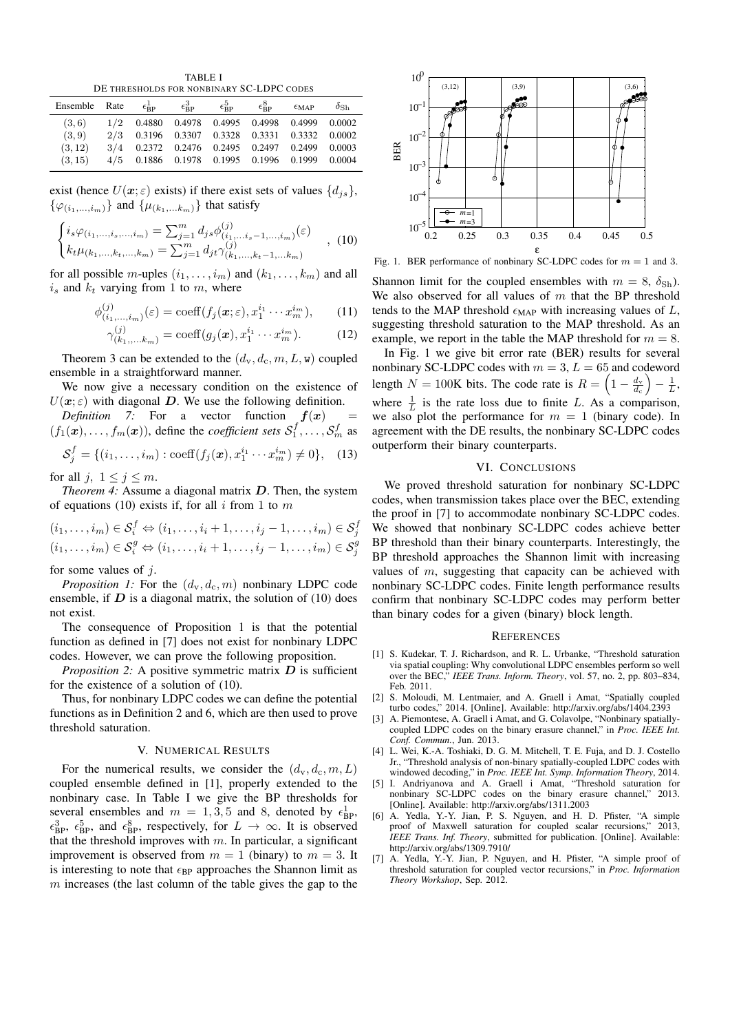TABLE I
DE THRESHOLDS FOR NONBINARY SC-LDPC CODES

| Ensemble | Rate | $\epsilon^1_{\rm BP}$ | $\epsilon^3_{\rm BP}$ | $\epsilon^5_{\rm BP}$ | $\epsilon^8_{\rm BP}$ | $\epsilon_{\rm MAP}$ | $\delta_{\rm Sh}$ |
|---|---|---|---|---|---|---|---|
| $(3,6)$ | $1/2$ | 0.4880 | 0.4978 | 0.4995 | 0.4998 | 0.4999 | 0.0002 |
| $(3,9)$ | $2/3$ | 0.3196 | 0.3307 | 0.3328 | 0.3331 | 0.3332 | 0.0002 |
| $(3,12)$ | $3/4$ | 0.2372 | 0.2476 | 0.2495 | 0.2497 | 0.2499 | 0.0003 |
| $(3,15)$ | $4/5$ | 0.1886 | 0.1978 | 0.1995 | 0.1996 | 0.1999 | 0.0004 |

exist (hence $U(\boldsymbol{x};\varepsilon)$ exists) if there exist sets of values $\{d_{js}\}$, $\{\varphi_{(i_1,\ldots,i_m)}\}$ and $\{\mu_{(k_1,\ldots k_m)}\}$ that satisfy

$$\begin{cases} i_s\varphi_{(i_1,\ldots,i_s,\ldots,i_m)} = \sum_{j=1}^m d_{js}\phi^{(j)}_{(i_1,\ldots i_s-1,\ldots,i_m)}(\varepsilon) \\ k_t\mu_{(k_1,\ldots,k_t,\ldots,k_m)} = \sum_{j=1}^m d_{jt}\gamma^{(j)}_{(k_1,\ldots,k_t-1,\ldots k_m)} \end{cases}, \quad (10)$$

for all possible $m$-uples $(i_1,\ldots,i_m)$ and $(k_1,\ldots,k_m)$ and all $i_s$ and $k_t$ varying from 1 to $m$, where

$$\phi^{(j)}_{(i_1,\ldots,i_m)}(\varepsilon) = \mathrm{coeff}(f_j(\boldsymbol{x};\varepsilon), x_1^{i_1}\cdots x_m^{i_m}), \quad (11)$$

$$\gamma^{(j)}_{(k_1,\ldots k_m)} = \mathrm{coeff}(g_j(\boldsymbol{x}), x_1^{i_1}\cdots x_m^{i_m}). \quad (12)$$

Theorem 3 can be extended to the $(d_{\rm v}, d_{\rm c}, m, L, \mathtt{w})$ coupled ensemble in a straightforward manner.

We now give a necessary condition on the existence of $U(\boldsymbol{x};\varepsilon)$ with diagonal $\boldsymbol{D}$. We use the following definition.

*Definition 7:* For a vector function $\boldsymbol{f}(\boldsymbol{x}) = (f_1(\boldsymbol{x}),\ldots,f_m(\boldsymbol{x}))$, define the *coefficient sets* $\mathcal{S}^f_1,\ldots,\mathcal{S}^f_m$ as

$$\mathcal{S}^f_j = \{(i_1,\ldots,i_m) : \mathrm{coeff}(f_j(\boldsymbol{x}), x_1^{i_1}\cdots x_m^{i_m}) \neq 0\}, \quad (13)$$

for all $j$, $1 \le j \le m$.

*Theorem 4:* Assume a diagonal matrix $\boldsymbol{D}$. Then, the system of equations (10) exists if, for all $i$ from 1 to $m$

$$(i_1,\ldots,i_m) \in \mathcal{S}^f_i \Leftrightarrow (i_1,\ldots,i_i+1,\ldots,i_j-1,\ldots,i_m) \in \mathcal{S}^f_j$$
$$(i_1,\ldots,i_m) \in \mathcal{S}^g_i \Leftrightarrow (i_1,\ldots,i_i+1,\ldots,i_j-1,\ldots,i_m) \in \mathcal{S}^g_j$$

for some values of $j$.

*Proposition 1:* For the $(d_{\rm v}, d_{\rm c}, m)$ nonbinary LDPC code ensemble, if $\boldsymbol{D}$ is a diagonal matrix, the solution of (10) does not exist.

The consequence of Proposition 1 is that the potential function as defined in [7] does not exist for nonbinary LDPC codes. However, we can prove the following proposition.

*Proposition 2:* A positive symmetric matrix $\boldsymbol{D}$ is sufficient for the existence of a solution of (10).

Thus, for nonbinary LDPC codes we can define the potential functions as in Definition 2 and 6, which are then used to prove threshold saturation.

## V. NUMERICAL RESULTS

For the numerical results, we consider the $(d_{\rm v}, d_{\rm c}, m, L)$ coupled ensemble defined in [1], properly extended to the nonbinary case. In Table I we give the BP thresholds for several ensembles and $m = 1, 3, 5$ and 8, denoted by $\epsilon^1_{\rm BP}$, $\epsilon^3_{\rm BP}$, $\epsilon^5_{\rm BP}$, and $\epsilon^8_{\rm BP}$, respectively, for $L \to \infty$. It is observed that the threshold improves with $m$. In particular, a significant improvement is observed from $m = 1$ (binary) to $m = 3$. It is interesting to note that $\epsilon_{\rm BP}$ approaches the Shannon limit as $m$ increases (the last column of the table gives the gap to the Shannon limit for the coupled ensembles with $m = 8$, $\delta_{\rm Sh}$). We also observed for all values of $m$ that the BP threshold tends to the MAP threshold $\epsilon_{\rm MAP}$ with increasing values of $L$, suggesting threshold saturation to the MAP threshold. As an example, we report in the table the MAP threshold for $m = 8$.

(3,12)
(3,9)
(3,6)
BER
ε
$m$=1
$m$=3

Fig. 1. BER performance of nonbinary SC-LDPC codes for $m = 1$ and 3.

In Fig. 1 we give bit error rate (BER) results for several nonbinary SC-LDPC codes with $m = 3$, $L = 65$ and codeword length $N = 100$K bits. The code rate is $R = \left(1 - \frac{d_{\rm v}}{d_{\rm c}}\right) - \frac{1}{L}$, where $\frac{1}{L}$ is the rate loss due to finite $L$. As a comparison, we also plot the performance for $m = 1$ (binary code). In agreement with the DE results, the nonbinary SC-LDPC codes outperform their binary counterparts.

## VI. CONCLUSIONS

We proved threshold saturation for nonbinary SC-LDPC codes, when transmission takes place over the BEC, extending the proof in [7] to accommodate nonbinary SC-LDPC codes. We showed that nonbinary SC-LDPC codes achieve better BP threshold than their binary counterparts. Interestingly, the BP threshold approaches the Shannon limit with increasing values of $m$, suggesting that capacity can be achieved with nonbinary SC-LDPC codes. Finite length performance results confirm that nonbinary SC-LDPC codes may perform better than binary codes for a given (binary) block length.

## REFERENCES

[1] S. Kudekar, T. J. Richardson, and R. L. Urbanke, "Threshold saturation via spatial coupling: Why convolutional LDPC ensembles perform so well over the BEC," *IEEE Trans. Inform. Theory*, vol. 57, no. 2, pp. 803–834, Feb. 2011.

[2] S. Moloudi, M. Lentmaier, and A. Graell i Amat, "Spatially coupled turbo codes," 2014. [Online]. Available: http://arxiv.org/abs/1404.2393

[3] A. Piemontese, A. Graell i Amat, and G. Colavolpe, "Nonbinary spatially-coupled LDPC codes on the binary erasure channel," in *Proc. IEEE Int. Conf. Commun.*, Jun. 2013.

[4] L. Wei, K.-A. Toshiaki, D. G. M. Mitchell, T. E. Fuja, and D. J. Costello Jr., "Threshold analysis of non-binary spatially-coupled LDPC codes with windowed decoding," in *Proc. IEEE Int. Symp. Information Theory*, 2014.

[5] I. Andriyanova and A. Graell i Amat, "Threshold saturation for nonbinary SC-LDPC codes on the binary erasure channel," 2013. [Online]. Available: http://arxiv.org/abs/1311.2003

[6] A. Yedla, Y.-Y. Jian, P. S. Nguyen, and H. D. Pfister, "A simple proof of Maxwell saturation for coupled scalar recursions," 2013, *IEEE Trans. Inf. Theory*, submitted for publication. [Online]. Available: http://arxiv.org/abs/1309.7910/

[7] A. Yedla, Y.-Y. Jian, P. Nguyen, and H. Pfister, "A simple proof of threshold saturation for coupled vector recursions," in *Proc. Information Theory Workshop*, Sep. 2012.